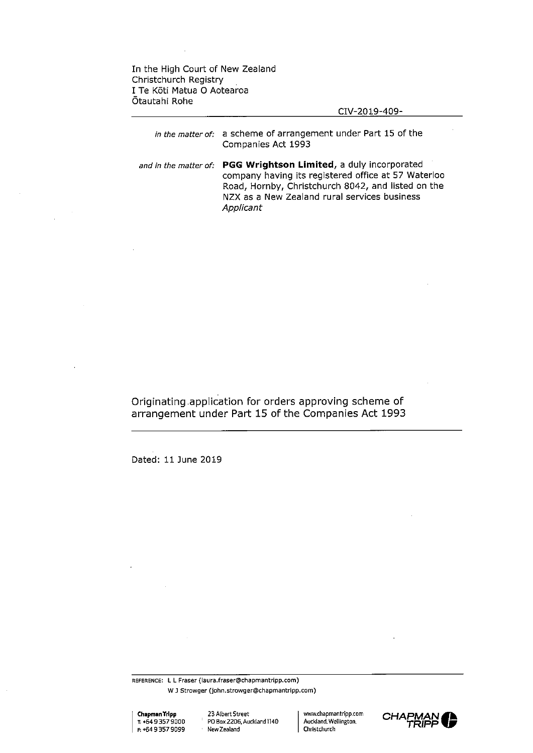In the High Court of New Zealand
Christchurch Registry
I Te Kōti Matua O Aotearoa
Ōtautahi Rohe

CIV-2019-409-

*in the matter of:* a scheme of arrangement under Part 15 of the Companies Act 1993

*and in the matter of:* **PGG Wrightson Limited**, a duly incorporated company having its registered office at 57 Waterloo Road, Hornby, Christchurch 8042, and listed on the NZX as a New Zealand rural services business
*Applicant*

# Originating application for orders approving scheme of arrangement under Part 15 of the Companies Act 1993

Dated: 11 June 2019

REFERENCE: L L Fraser (laura.fraser@chapmantripp.com)
W J Strowger (john.strowger@chapmantripp.com)

**Chapman Tripp**
T: +64 9 357 9000
F: +64 9 357 9099

23 Albert Street
PO Box 2206, Auckland 1140
New Zealand

www.chapmantripp.com
Auckland, Wellington, Christchurch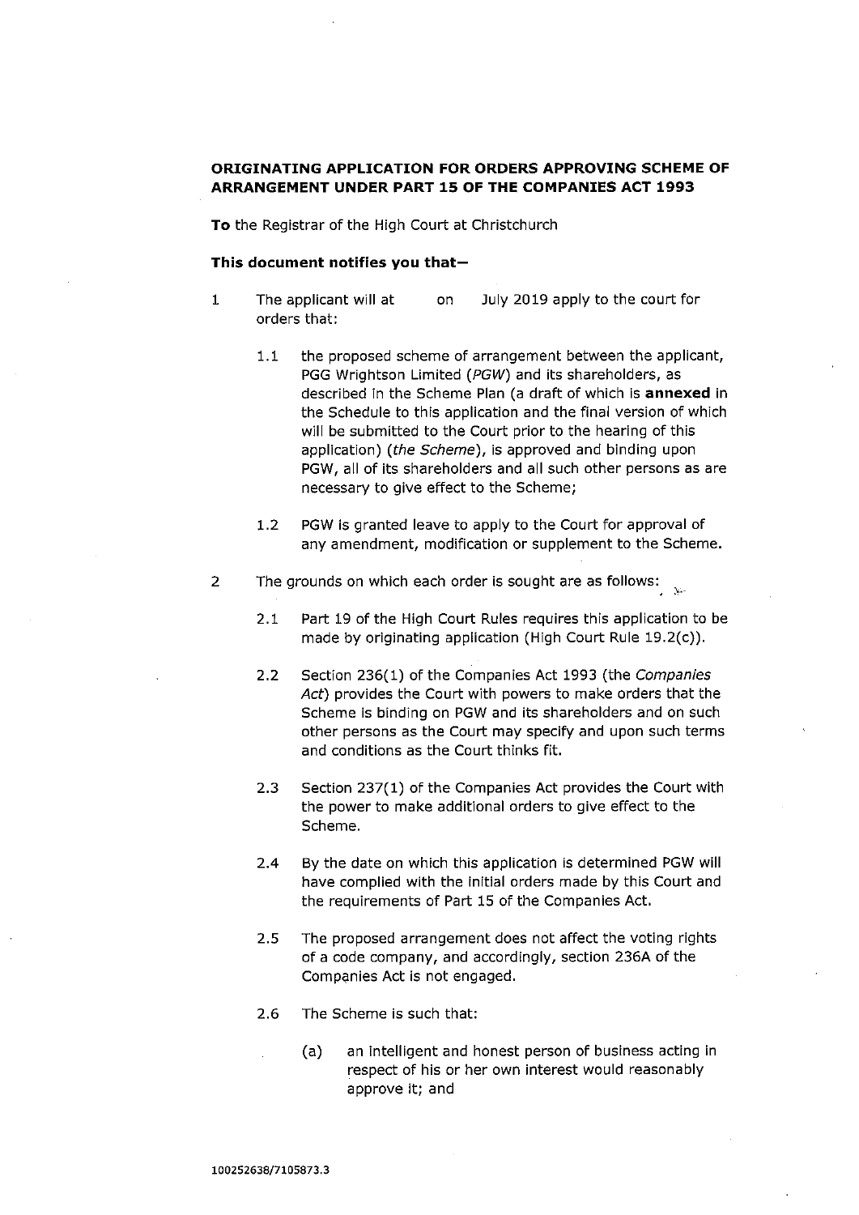**ORIGINATING APPLICATION FOR ORDERS APPROVING SCHEME OF ARRANGEMENT UNDER PART 15 OF THE COMPANIES ACT 1993**

**To** the Registrar of the High Court at Christchurch

**This document notifies you that—**

1 The applicant will at on July 2019 apply to the court for orders that:

   1.1 the proposed scheme of arrangement between the applicant, PGG Wrightson Limited (*PGW*) and its shareholders, as described in the Scheme Plan (a draft of which is **annexed** in the Schedule to this application and the final version of which will be submitted to the Court prior to the hearing of this application) (*the Scheme*), is approved and binding upon PGW, all of its shareholders and all such other persons as are necessary to give effect to the Scheme;

   1.2 PGW is granted leave to apply to the Court for approval of any amendment, modification or supplement to the Scheme.

2 The grounds on which each order is sought are as follows:

   2.1 Part 19 of the High Court Rules requires this application to be made by originating application (High Court Rule 19.2(c)).

   2.2 Section 236(1) of the Companies Act 1993 (the *Companies Act*) provides the Court with powers to make orders that the Scheme is binding on PGW and its shareholders and on such other persons as the Court may specify and upon such terms and conditions as the Court thinks fit.

   2.3 Section 237(1) of the Companies Act provides the Court with the power to make additional orders to give effect to the Scheme.

   2.4 By the date on which this application is determined PGW will have complied with the initial orders made by this Court and the requirements of Part 15 of the Companies Act.

   2.5 The proposed arrangement does not affect the voting rights of a code company, and accordingly, section 236A of the Companies Act is not engaged.

   2.6 The Scheme is such that:

      (a) an intelligent and honest person of business acting in respect of his or her own interest would reasonably approve it; and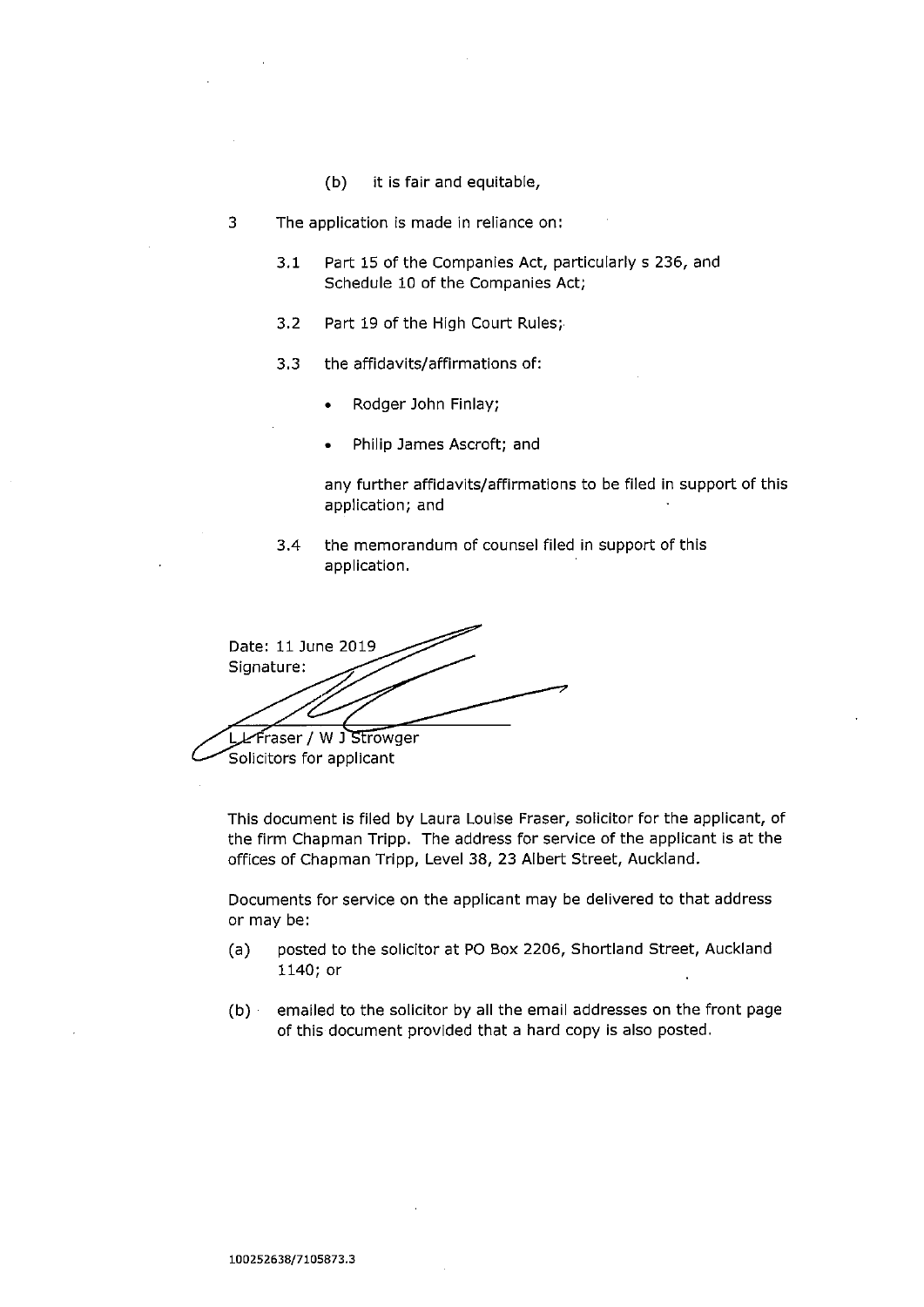(b) it is fair and equitable,

3 The application is made in reliance on:

3.1 Part 15 of the Companies Act, particularly s 236, and Schedule 10 of the Companies Act;

3.2 Part 19 of the High Court Rules;

3.3 the affidavits/affirmations of:

- Rodger John Finlay;
- Philip James Ascroft; and

any further affidavits/affirmations to be filed in support of this application; and

3.4 the memorandum of counsel filed in support of this application.

Date: 11 June 2019

Signature:

L L Fraser / W J Strowger
Solicitors for applicant

This document is filed by Laura Louise Fraser, solicitor for the applicant, of the firm Chapman Tripp. The address for service of the applicant is at the offices of Chapman Tripp, Level 38, 23 Albert Street, Auckland.

Documents for service on the applicant may be delivered to that address or may be:

(a) posted to the solicitor at PO Box 2206, Shortland Street, Auckland 1140; or

(b) emailed to the solicitor by all the email addresses on the front page of this document provided that a hard copy is also posted.

100252638/7105873.3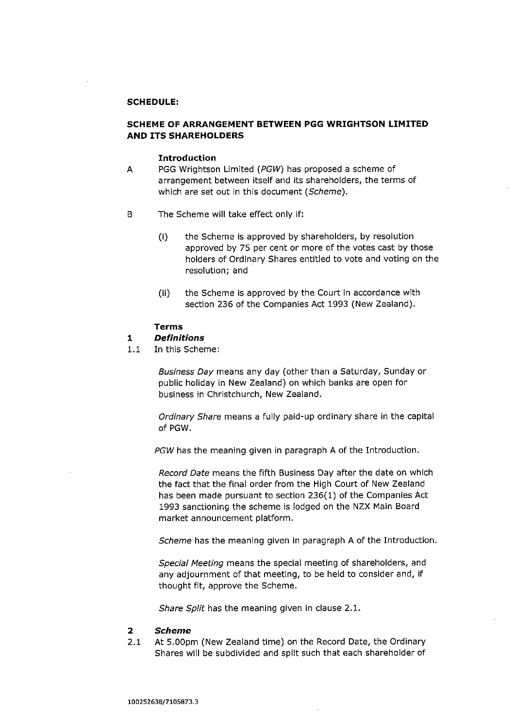**SCHEDULE:**

**SCHEME OF ARRANGEMENT BETWEEN PGG WRIGHTSON LIMITED AND ITS SHAREHOLDERS**

**Introduction**

A PGG Wrightson Limited (*PGW*) has proposed a scheme of arrangement between itself and its shareholders, the terms of which are set out in this document (*Scheme*).

B The Scheme will take effect only if:

(i) the Scheme is approved by shareholders, by resolution approved by 75 per cent or more of the votes cast by those holders of Ordinary Shares entitled to vote and voting on the resolution; and

(ii) the Scheme is approved by the Court in accordance with section 236 of the Companies Act 1993 (New Zealand).

**Terms**

**1 *Definitions***

1.1 In this Scheme:

*Business Day* means any day (other than a Saturday, Sunday or public holiday in New Zealand) on which banks are open for business in Christchurch, New Zealand.

*Ordinary Share* means a fully paid-up ordinary share in the capital of PGW.

*PGW* has the meaning given in paragraph A of the Introduction.

*Record Date* means the fifth Business Day after the date on which the fact that the final order from the High Court of New Zealand has been made pursuant to section 236(1) of the Companies Act 1993 sanctioning the scheme is lodged on the NZX Main Board market announcement platform.

*Scheme* has the meaning given in paragraph A of the Introduction.

*Special Meeting* means the special meeting of shareholders, and any adjournment of that meeting, to be held to consider and, if thought fit, approve the Scheme.

*Share Split* has the meaning given in clause 2.1.

**2 *Scheme***

2.1 At 5.00pm (New Zealand time) on the Record Date, the Ordinary Shares will be subdivided and split such that each shareholder of

100252638/7105873.3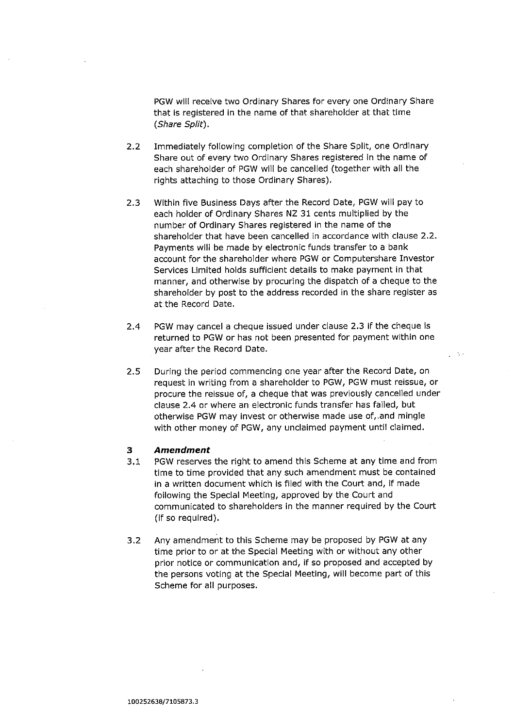PGW will receive two Ordinary Shares for every one Ordinary Share that is registered in the name of that shareholder at that time (*Share Split*).

2.2 Immediately following completion of the Share Split, one Ordinary Share out of every two Ordinary Shares registered in the name of each shareholder of PGW will be cancelled (together with all the rights attaching to those Ordinary Shares).

2.3 Within five Business Days after the Record Date, PGW will pay to each holder of Ordinary Shares NZ 31 cents multiplied by the number of Ordinary Shares registered in the name of the shareholder that have been cancelled in accordance with clause 2.2. Payments will be made by electronic funds transfer to a bank account for the shareholder where PGW or Computershare Investor Services Limited holds sufficient details to make payment in that manner, and otherwise by procuring the dispatch of a cheque to the shareholder by post to the address recorded in the share register as at the Record Date.

2.4 PGW may cancel a cheque issued under clause 2.3 if the cheque is returned to PGW or has not been presented for payment within one year after the Record Date.

2.5 During the period commencing one year after the Record Date, on request in writing from a shareholder to PGW, PGW must reissue, or procure the reissue of, a cheque that was previously cancelled under clause 2.4 or where an electronic funds transfer has failed, but otherwise PGW may invest or otherwise made use of, and mingle with other money of PGW, any unclaimed payment until claimed.

## 3 *Amendment*

3.1 PGW reserves the right to amend this Scheme at any time and from time to time provided that any such amendment must be contained in a written document which is filed with the Court and, if made following the Special Meeting, approved by the Court and communicated to shareholders in the manner required by the Court (if so required).

3.2 Any amendment to this Scheme may be proposed by PGW at any time prior to or at the Special Meeting with or without any other prior notice or communication and, if so proposed and accepted by the persons voting at the Special Meeting, will become part of this Scheme for all purposes.

100252638/7105873.3